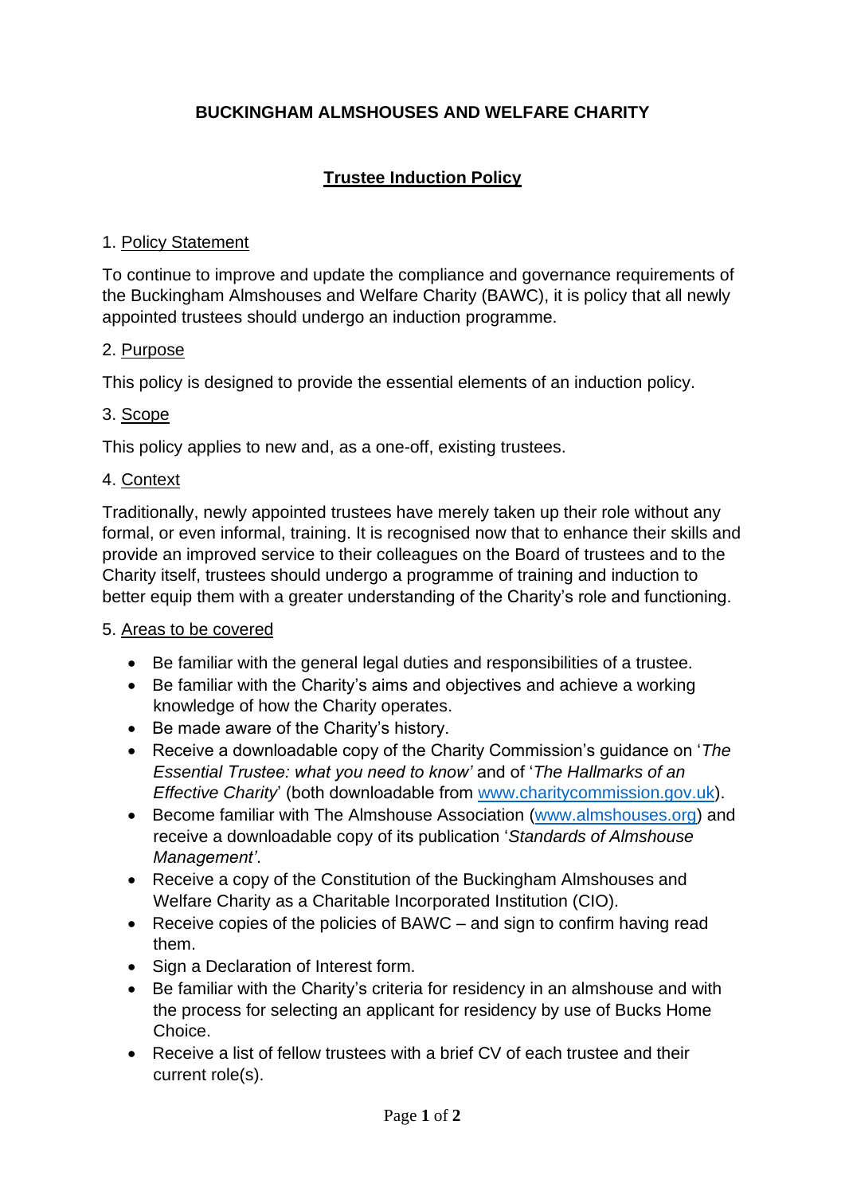# BUCKINGHAM ALMSHOUSES AND WELFARE CHARITY

## Trustee Induction Policy

### 1. Policy Statement

To continue to improve and update the compliance and governance requirements of the Buckingham Almshouses and Welfare Charity (BAWC), it is policy that all newly appointed trustees should undergo an induction programme.

### 2. Purpose

This policy is designed to provide the essential elements of an induction policy.

### 3. Scope

This policy applies to new and, as a one-off, existing trustees.

### 4. Context

Traditionally, newly appointed trustees have merely taken up their role without any formal, or even informal, training. It is recognised now that to enhance their skills and provide an improved service to their colleagues on the Board of trustees and to the Charity itself, trustees should undergo a programme of training and induction to better equip them with a greater understanding of the Charity's role and functioning.

### 5. Areas to be covered

- Be familiar with the general legal duties and responsibilities of a trustee.
- Be familiar with the Charity's aims and objectives and achieve a working knowledge of how the Charity operates.
- Be made aware of the Charity's history.
- Receive a downloadable copy of the Charity Commission's guidance on '*The Essential Trustee: what you need to know*' and of '*The Hallmarks of an Effective Charity*' (both downloadable from www.charitycommission.gov.uk).
- Become familiar with The Almshouse Association (www.almshouses.org) and receive a downloadable copy of its publication '*Standards of Almshouse Management*'.
- Receive a copy of the Constitution of the Buckingham Almshouses and Welfare Charity as a Charitable Incorporated Institution (CIO).
- Receive copies of the policies of BAWC – and sign to confirm having read them.
- Sign a Declaration of Interest form.
- Be familiar with the Charity's criteria for residency in an almshouse and with the process for selecting an applicant for residency by use of Bucks Home Choice.
- Receive a list of fellow trustees with a brief CV of each trustee and their current role(s).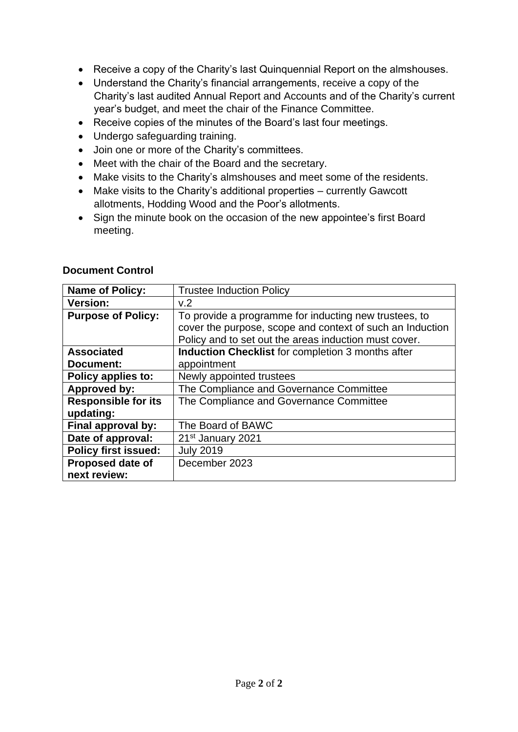- Receive a copy of the Charity's last Quinquennial Report on the almshouses.
- Understand the Charity's financial arrangements, receive a copy of the Charity's last audited Annual Report and Accounts and of the Charity's current year's budget, and meet the chair of the Finance Committee.
- Receive copies of the minutes of the Board's last four meetings.
- Undergo safeguarding training.
- Join one or more of the Charity's committees.
- Meet with the chair of the Board and the secretary.
- Make visits to the Charity's almshouses and meet some of the residents.
- Make visits to the Charity's additional properties – currently Gawcott allotments, Hodding Wood and the Poor's allotments.
- Sign the minute book on the occasion of the new appointee's first Board meeting.

**Document Control**

| | |
|---|---|
| **Name of Policy:** | Trustee Induction Policy |
| **Version:** | v.2 |
| **Purpose of Policy:** | To provide a programme for inducting new trustees, to cover the purpose, scope and context of such an Induction Policy and to set out the areas induction must cover. |
| **Associated Document:** | **Induction Checklist** for completion 3 months after appointment |
| **Policy applies to:** | Newly appointed trustees |
| **Approved by:** | The Compliance and Governance Committee |
| **Responsible for its updating:** | The Compliance and Governance Committee |
| **Final approval by:** | The Board of BAWC |
| **Date of approval:** | 21st January 2021 |
| **Policy first issued:** | July 2019 |
| **Proposed date of next review:** | December 2023 |